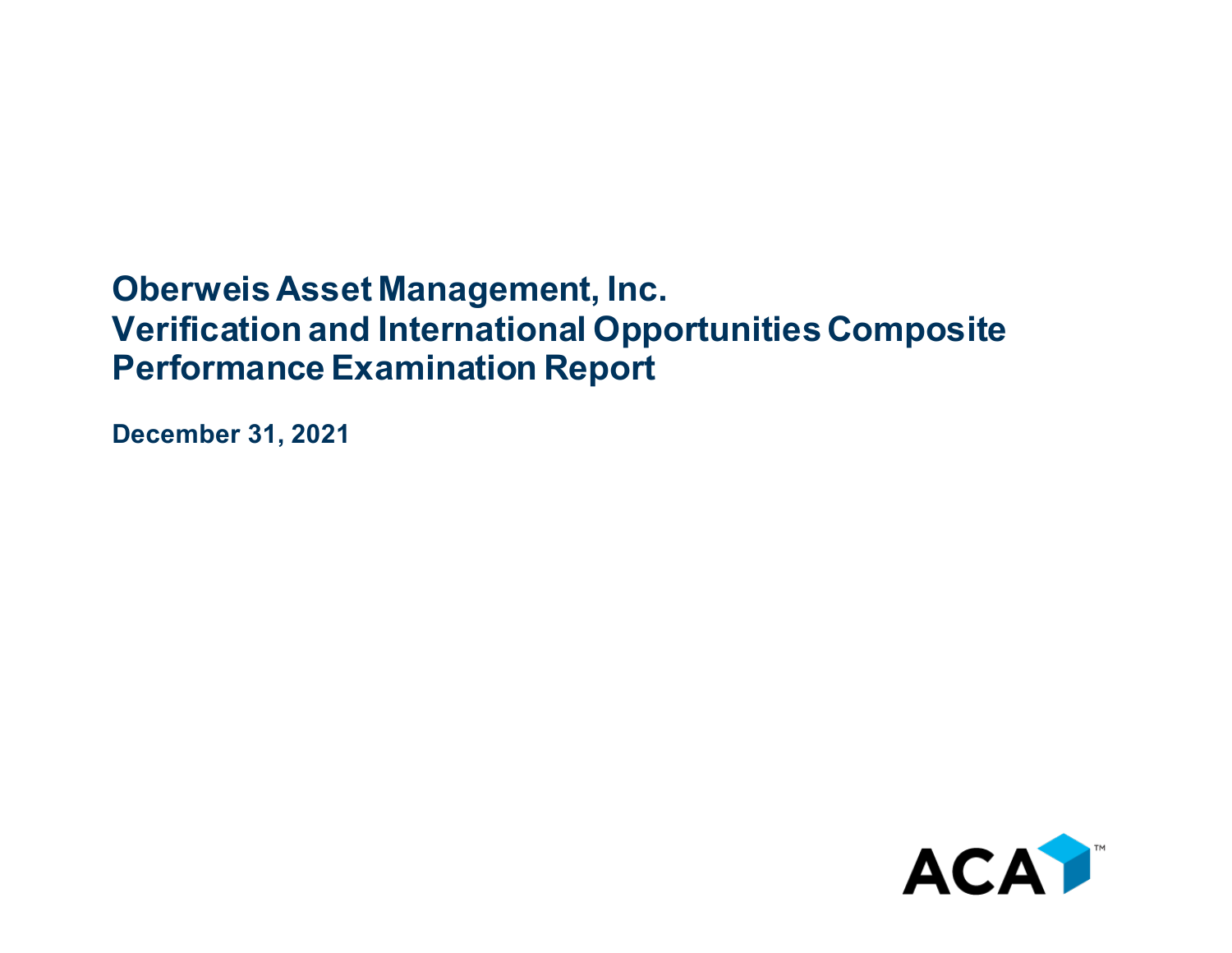# Oberweis Asset Management, Inc.
# Verification and International Opportunities Composite Performance Examination Report

**December 31, 2021**

ACA™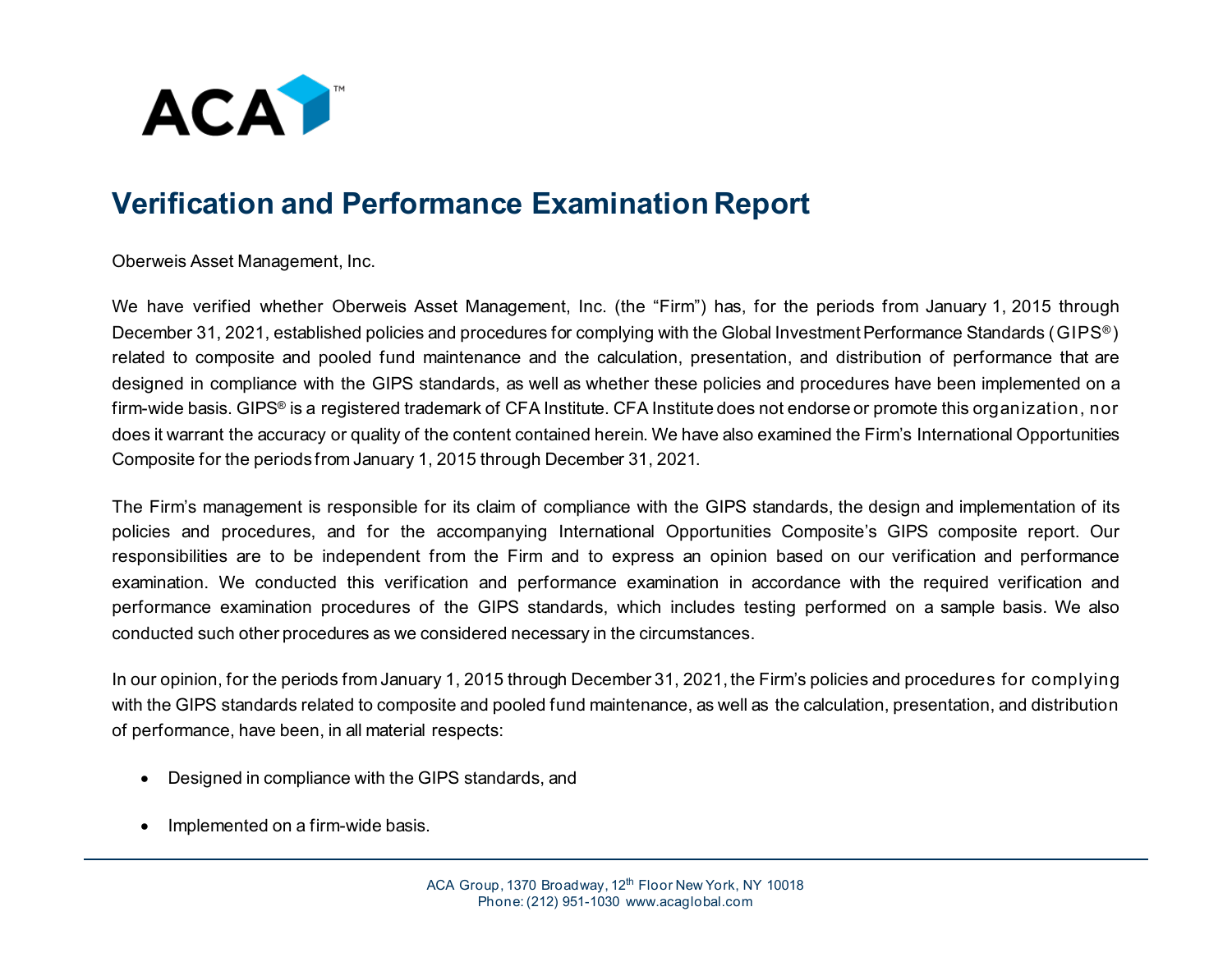# Verification and Performance Examination Report

Oberweis Asset Management, Inc.

We have verified whether Oberweis Asset Management, Inc. (the "Firm") has, for the periods from January 1, 2015 through December 31, 2021, established policies and procedures for complying with the Global Investment Performance Standards (GIPS®) related to composite and pooled fund maintenance and the calculation, presentation, and distribution of performance that are designed in compliance with the GIPS standards, as well as whether these policies and procedures have been implemented on a firm-wide basis. GIPS® is a registered trademark of CFA Institute. CFA Institute does not endorse or promote this organization, nor does it warrant the accuracy or quality of the content contained herein. We have also examined the Firm's International Opportunities Composite for the periods from January 1, 2015 through December 31, 2021.

The Firm's management is responsible for its claim of compliance with the GIPS standards, the design and implementation of its policies and procedures, and for the accompanying International Opportunities Composite's GIPS composite report. Our responsibilities are to be independent from the Firm and to express an opinion based on our verification and performance examination. We conducted this verification and performance examination in accordance with the required verification and performance examination procedures of the GIPS standards, which includes testing performed on a sample basis. We also conducted such other procedures as we considered necessary in the circumstances.

In our opinion, for the periods from January 1, 2015 through December 31, 2021, the Firm's policies and procedures for complying with the GIPS standards related to composite and pooled fund maintenance, as well as the calculation, presentation, and distribution of performance, have been, in all material respects:

- Designed in compliance with the GIPS standards, and
- Implemented on a firm-wide basis.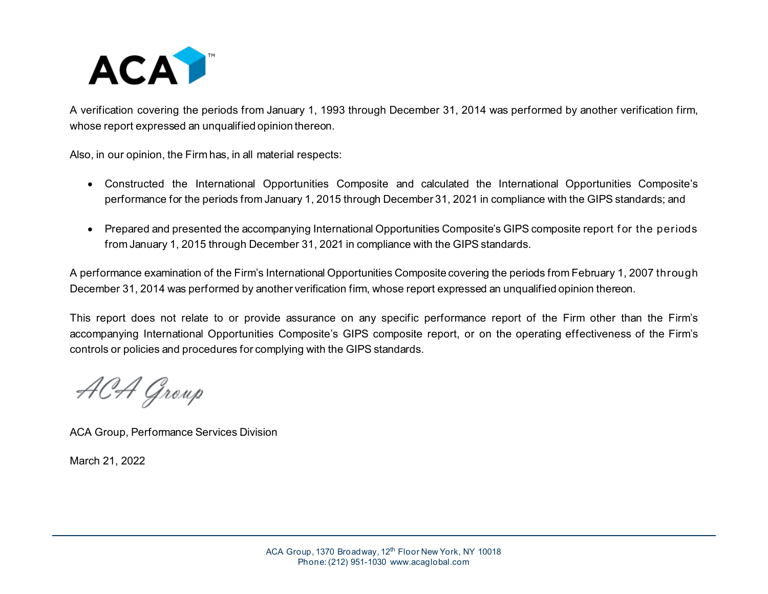A verification covering the periods from January 1, 1993 through December 31, 2014 was performed by another verification firm, whose report expressed an unqualified opinion thereon.

Also, in our opinion, the Firm has, in all material respects:

- Constructed the International Opportunities Composite and calculated the International Opportunities Composite's performance for the periods from January 1, 2015 through December 31, 2021 in compliance with the GIPS standards; and
- Prepared and presented the accompanying International Opportunities Composite's GIPS composite report for the periods from January 1, 2015 through December 31, 2021 in compliance with the GIPS standards.

A performance examination of the Firm's International Opportunities Composite covering the periods from February 1, 2007 through December 31, 2014 was performed by another verification firm, whose report expressed an unqualified opinion thereon.

This report does not relate to or provide assurance on any specific performance report of the Firm other than the Firm's accompanying International Opportunities Composite's GIPS composite report, or on the operating effectiveness of the Firm's controls or policies and procedures for complying with the GIPS standards.

ACA Group

ACA Group, Performance Services Division

March 21, 2022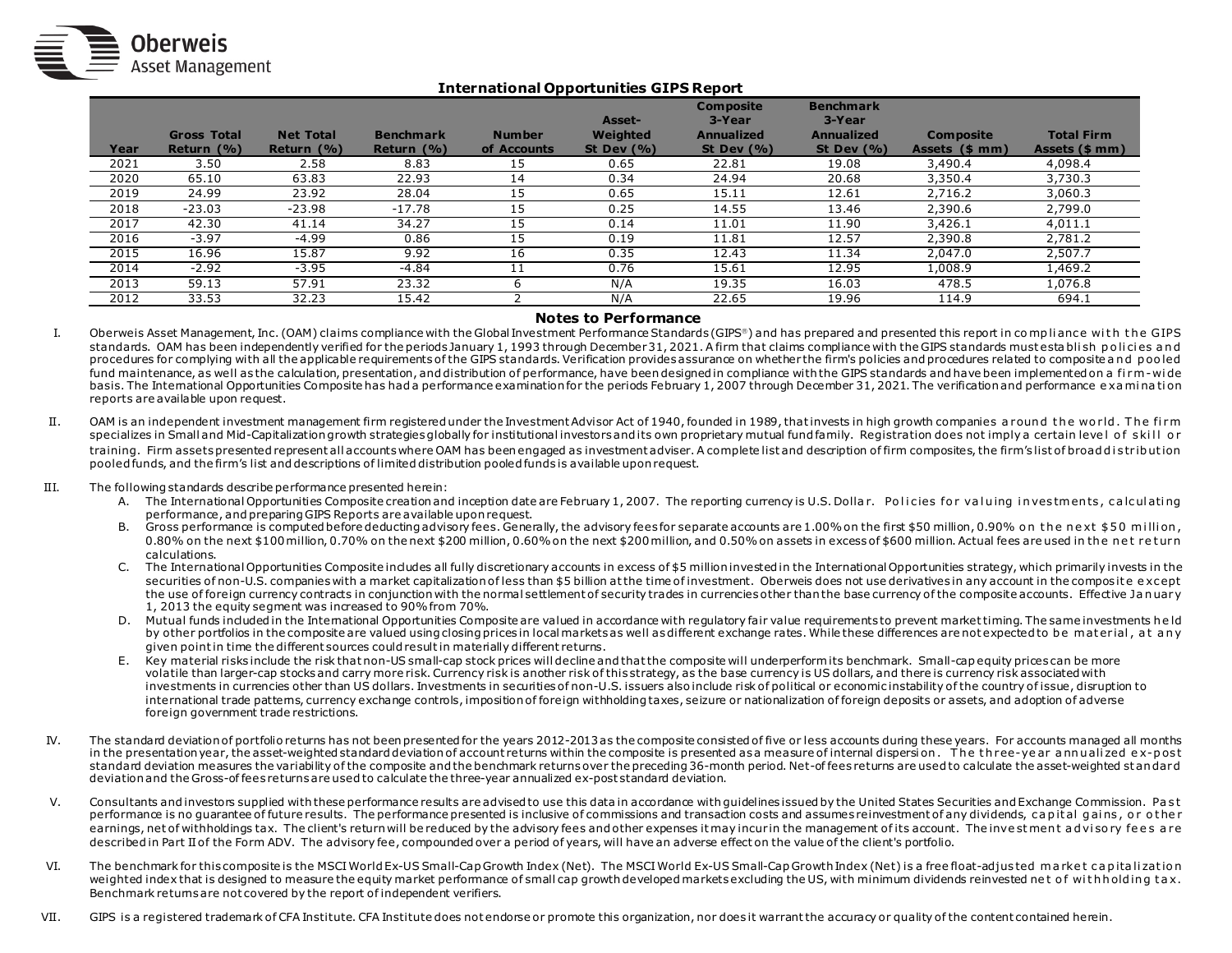Oberweis Asset Management

## International Opportunities GIPS Report

| Year | Gross Total Return (%) | Net Total Return (%) | Benchmark Return (%) | Number of Accounts | Asset-Weighted St Dev (%) | Composite 3-Year Annualized St Dev (%) | Benchmark 3-Year Annualized St Dev (%) | Composite Assets ($ mm) | Total Firm Assets ($ mm) |
|---|---|---|---|---|---|---|---|---|---|
| 2021 | 3.50 | 2.58 | 8.83 | 15 | 0.65 | 22.81 | 19.08 | 3,490.4 | 4,098.4 |
| 2020 | 65.10 | 63.83 | 22.93 | 14 | 0.34 | 24.94 | 20.68 | 3,350.4 | 3,730.3 |
| 2019 | 24.99 | 23.92 | 28.04 | 15 | 0.65 | 15.11 | 12.61 | 2,716.2 | 3,060.3 |
| 2018 | -23.03 | -23.98 | -17.78 | 15 | 0.25 | 14.55 | 13.46 | 2,390.6 | 2,799.0 |
| 2017 | 42.30 | 41.14 | 34.27 | 15 | 0.14 | 11.01 | 11.90 | 3,426.1 | 4,011.1 |
| 2016 | -3.97 | -4.99 | 0.86 | 15 | 0.19 | 11.81 | 12.57 | 2,390.8 | 2,781.2 |
| 2015 | 16.96 | 15.87 | 9.92 | 16 | 0.35 | 12.43 | 11.34 | 2,047.0 | 2,507.7 |
| 2014 | -2.92 | -3.95 | -4.84 | 11 | 0.76 | 15.61 | 12.95 | 1,008.9 | 1,469.2 |
| 2013 | 59.13 | 57.91 | 23.32 | 6 | N/A | 19.35 | 16.03 | 478.5 | 1,076.8 |
| 2012 | 33.53 | 32.23 | 15.42 | 2 | N/A | 22.65 | 19.96 | 114.9 | 694.1 |

## Notes to Performance

I. Oberweis Asset Management, Inc. (OAM) claims compliance with the Global Investment Performance Standards (GIPS®) and has prepared and presented this report in compliance with the GIPS standards. OAM has been independently verified for the periods January 1, 1993 through December 31, 2021. A firm that claims compliance with the GIPS standards must establish policies and procedures for complying with all the applicable requirements of the GIPS standards. Verification provides assurance on whether the firm's policies and procedures related to composite and pooled fund maintenance, as well as the calculation, presentation, and distribution of performance, have been designed in compliance with the GIPS standards and have been implemented on a firm-wide basis. The International Opportunities Composite has had a performance examination for the periods February 1, 2007 through December 31, 2021. The verification and performance examination reports are available upon request.

II. OAM is an independent investment management firm registered under the Investment Advisor Act of 1940, founded in 1989, that invests in high growth companies around the world. The firm specializes in Small and Mid-Capitalization growth strategies globally for institutional investors and its own proprietary mutual fund family. Registration does not imply a certain level of skill or training. Firm assets presented represent all accounts where OAM has been engaged as investment adviser. A complete list and description of firm composites, the firm's list of broad distribution pooled funds, and the firm's list and descriptions of limited distribution pooled funds is available upon request.

III. The following standards describe performance presented herein:

A. The International Opportunities Composite creation and inception date are February 1, 2007. The reporting currency is U.S. Dollar. Policies for valuing investments, calculating performance, and preparing GIPS Reports are available upon request.

B. Gross performance is computed before deducting advisory fees. Generally, the advisory fees for separate accounts are 1.00% on the first $50 million, 0.90% on the next $50 million, 0.80% on the next $100 million, 0.70% on the next $200 million, 0.60% on the next $200 million, and 0.50% on assets in excess of $600 million. Actual fees are used in the net return calculations.

C. The International Opportunities Composite includes all fully discretionary accounts in excess of $5 million invested in the International Opportunities strategy, which primarily invests in the securities of non-U.S. companies with a market capitalization of less than $5 billion at the time of investment. Oberweis does not use derivatives in any account in the composite except the use of foreign currency contracts in conjunction with the normal settlement of security trades in currencies other than the base currency of the composite accounts. Effective January 1, 2013 the equity segment was increased to 90% from 70%.

D. Mutual funds included in the International Opportunities Composite are valued in accordance with regulatory fair value requirements to prevent market timing. The same investments held by other portfolios in the composite are valued using closing prices in local markets as well as different exchange rates. While these differences are not expected to be material, at any given point in time the different sources could result in materially different returns.

E. Key material risks include the risk that non-US small-cap stock prices will decline and that the composite will underperform its benchmark. Small-cap equity prices can be more volatile than larger-cap stocks and carry more risk. Currency risk is another risk of this strategy, as the base currency is US dollars, and there is currency risk associated with investments in currencies other than US dollars. Investments in securities of non-U.S. issuers also include risk of political or economic instability of the country of issue, disruption to international trade patterns, currency exchange controls, imposition of foreign withholding taxes, seizure or nationalization of foreign deposits or assets, and adoption of adverse foreign government trade restrictions.

IV. The standard deviation of portfolio returns has not been presented for the years 2012-2013 as the composite consisted of five or less accounts during these years. For accounts managed all months in the presentation year, the asset-weighted standard deviation of account returns within the composite is presented as a measure of internal dispersion. The three-year annualized ex-post standard deviation measures the variability of the composite and the benchmark returns over the preceding 36-month period. Net-of fees returns are used to calculate the asset-weighted standard deviation and the Gross-of fees returns are used to calculate the three-year annualized ex-post standard deviation.

V. Consultants and investors supplied with these performance results are advised to use this data in accordance with guidelines issued by the United States Securities and Exchange Commission. Past performance is no guarantee of future results. The performance presented is inclusive of commissions and transaction costs and assumes reinvestment of any dividends, capital gains, or other earnings, net of withholdings tax. The client's return will be reduced by the advisory fees and other expenses it may incur in the management of its account. The investment advisory fees are described in Part II of the Form ADV. The advisory fee, compounded over a period of years, will have an adverse effect on the value of the client's portfolio.

VI. The benchmark for this composite is the MSCI World Ex-US Small-Cap Growth Index (Net). The MSCI World Ex-US Small-Cap Growth Index (Net) is a free float-adjusted market capitalization weighted index that is designed to measure the equity market performance of small cap growth developed markets excluding the US, with minimum dividends reinvested net of withholding tax. Benchmark returns are not covered by the report of independent verifiers.

VII. GIPS is a registered trademark of CFA Institute. CFA Institute does not endorse or promote this organization, nor does it warrant the accuracy or quality of the content contained herein.